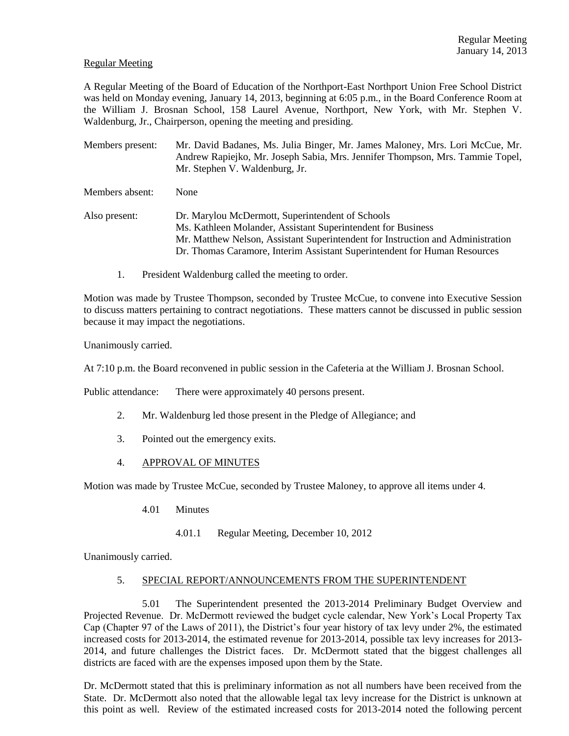Regular Meeting

A Regular Meeting of the Board of Education of the Northport-East Northport Union Free School District was held on Monday evening, January 14, 2013, beginning at 6:05 p.m., in the Board Conference Room at the William J. Brosnan School, 158 Laurel Avenue, Northport, New York, with Mr. Stephen V. Waldenburg, Jr., Chairperson, opening the meeting and presiding.

Members present: Mr. David Badanes, Ms. Julia Binger, Mr. James Maloney, Mrs. Lori McCue, Mr. Andrew Rapiejko, Mr. Joseph Sabia, Mrs. Jennifer Thompson, Mrs. Tammie Topel, Mr. Stephen V. Waldenburg, Jr.

Members absent: None

Also present: Dr. Marylou McDermott, Superintendent of Schools
Ms. Kathleen Molander, Assistant Superintendent for Business
Mr. Matthew Nelson, Assistant Superintendent for Instruction and Administration
Dr. Thomas Caramore, Interim Assistant Superintendent for Human Resources

1. President Waldenburg called the meeting to order.

Motion was made by Trustee Thompson, seconded by Trustee McCue, to convene into Executive Session to discuss matters pertaining to contract negotiations. These matters cannot be discussed in public session because it may impact the negotiations.

Unanimously carried.

At 7:10 p.m. the Board reconvened in public session in the Cafeteria at the William J. Brosnan School.

Public attendance: There were approximately 40 persons present.

2. Mr. Waldenburg led those present in the Pledge of Allegiance; and

3. Pointed out the emergency exits.

4. APPROVAL OF MINUTES

Motion was made by Trustee McCue, seconded by Trustee Maloney, to approve all items under 4.

4.01 Minutes

4.01.1 Regular Meeting, December 10, 2012

Unanimously carried.

5. SPECIAL REPORT/ANNOUNCEMENTS FROM THE SUPERINTENDENT

5.01 The Superintendent presented the 2013-2014 Preliminary Budget Overview and Projected Revenue. Dr. McDermott reviewed the budget cycle calendar, New York's Local Property Tax Cap (Chapter 97 of the Laws of 2011), the District's four year history of tax levy under 2%, the estimated increased costs for 2013-2014, the estimated revenue for 2013-2014, possible tax levy increases for 2013-2014, and future challenges the District faces. Dr. McDermott stated that the biggest challenges all districts are faced with are the expenses imposed upon them by the State.

Dr. McDermott stated that this is preliminary information as not all numbers have been received from the State. Dr. McDermott also noted that the allowable legal tax levy increase for the District is unknown at this point as well. Review of the estimated increased costs for 2013-2014 noted the following percent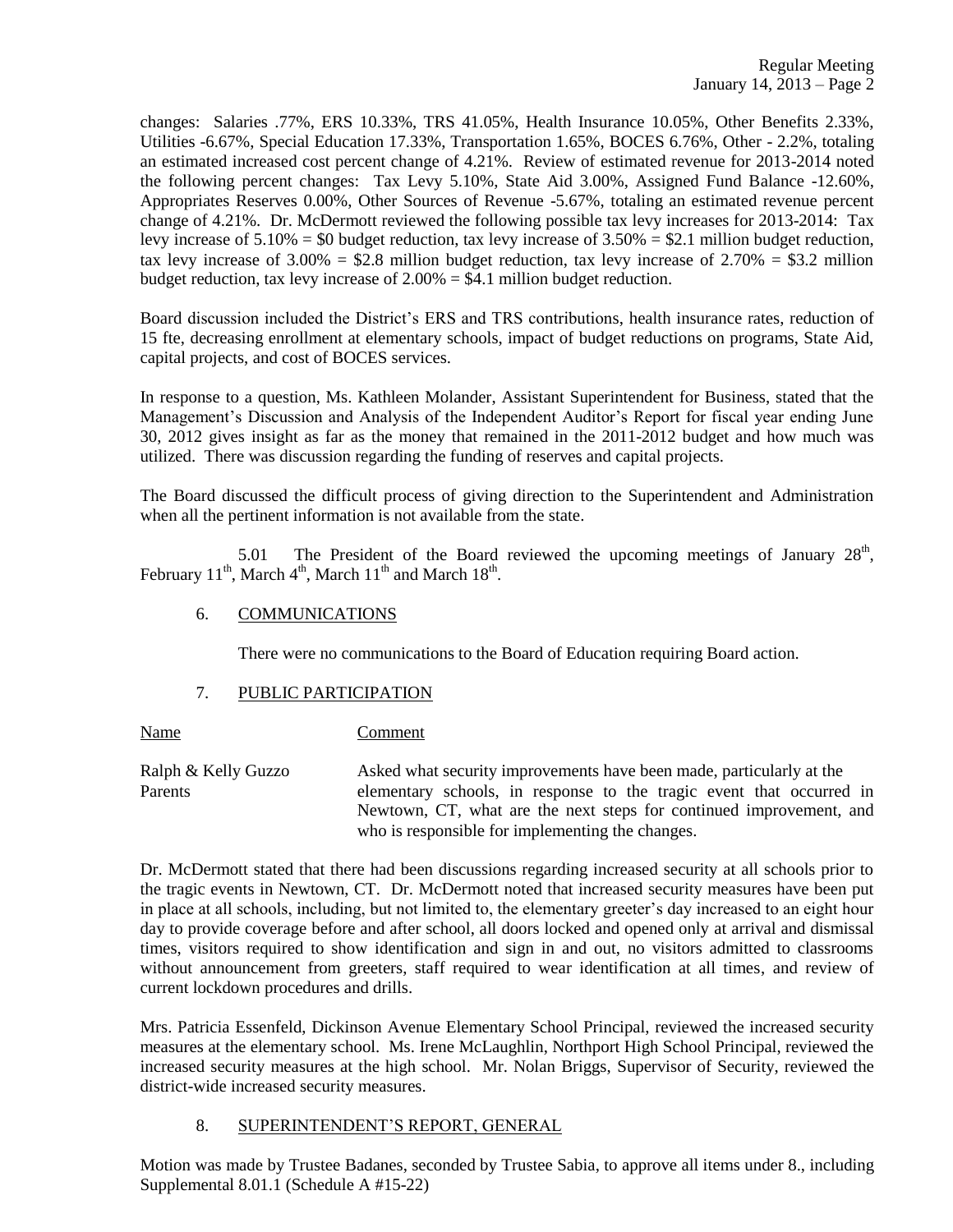changes: Salaries .77%, ERS 10.33%, TRS 41.05%, Health Insurance 10.05%, Other Benefits 2.33%, Utilities -6.67%, Special Education 17.33%, Transportation 1.65%, BOCES 6.76%, Other - 2.2%, totaling an estimated increased cost percent change of 4.21%. Review of estimated revenue for 2013-2014 noted the following percent changes: Tax Levy 5.10%, State Aid 3.00%, Assigned Fund Balance -12.60%, Appropriates Reserves 0.00%, Other Sources of Revenue -5.67%, totaling an estimated revenue percent change of 4.21%. Dr. McDermott reviewed the following possible tax levy increases for 2013-2014: Tax levy increase of 5.10% = $0 budget reduction, tax levy increase of 3.50% = $2.1 million budget reduction, tax levy increase of 3.00% = $2.8 million budget reduction, tax levy increase of 2.70% = $3.2 million budget reduction, tax levy increase of 2.00% = $4.1 million budget reduction.

Board discussion included the District's ERS and TRS contributions, health insurance rates, reduction of 15 fte, decreasing enrollment at elementary schools, impact of budget reductions on programs, State Aid, capital projects, and cost of BOCES services.

In response to a question, Ms. Kathleen Molander, Assistant Superintendent for Business, stated that the Management's Discussion and Analysis of the Independent Auditor's Report for fiscal year ending June 30, 2012 gives insight as far as the money that remained in the 2011-2012 budget and how much was utilized. There was discussion regarding the funding of reserves and capital projects.

The Board discussed the difficult process of giving direction to the Superintendent and Administration when all the pertinent information is not available from the state.

5.01 The President of the Board reviewed the upcoming meetings of January 28th, February 11th, March 4th, March 11th and March 18th.

6. COMMUNICATIONS

There were no communications to the Board of Education requiring Board action.

7. PUBLIC PARTICIPATION

| Name | Comment |
|---|---|
| Ralph & Kelly Guzzo Parents | Asked what security improvements have been made, particularly at the elementary schools, in response to the tragic event that occurred in Newtown, CT, what are the next steps for continued improvement, and who is responsible for implementing the changes. |

Dr. McDermott stated that there had been discussions regarding increased security at all schools prior to the tragic events in Newtown, CT. Dr. McDermott noted that increased security measures have been put in place at all schools, including, but not limited to, the elementary greeter's day increased to an eight hour day to provide coverage before and after school, all doors locked and opened only at arrival and dismissal times, visitors required to show identification and sign in and out, no visitors admitted to classrooms without announcement from greeters, staff required to wear identification at all times, and review of current lockdown procedures and drills.

Mrs. Patricia Essenfeld, Dickinson Avenue Elementary School Principal, reviewed the increased security measures at the elementary school. Ms. Irene McLaughlin, Northport High School Principal, reviewed the increased security measures at the high school. Mr. Nolan Briggs, Supervisor of Security, reviewed the district-wide increased security measures.

8. SUPERINTENDENT'S REPORT, GENERAL

Motion was made by Trustee Badanes, seconded by Trustee Sabia, to approve all items under 8., including Supplemental 8.01.1 (Schedule A #15-22)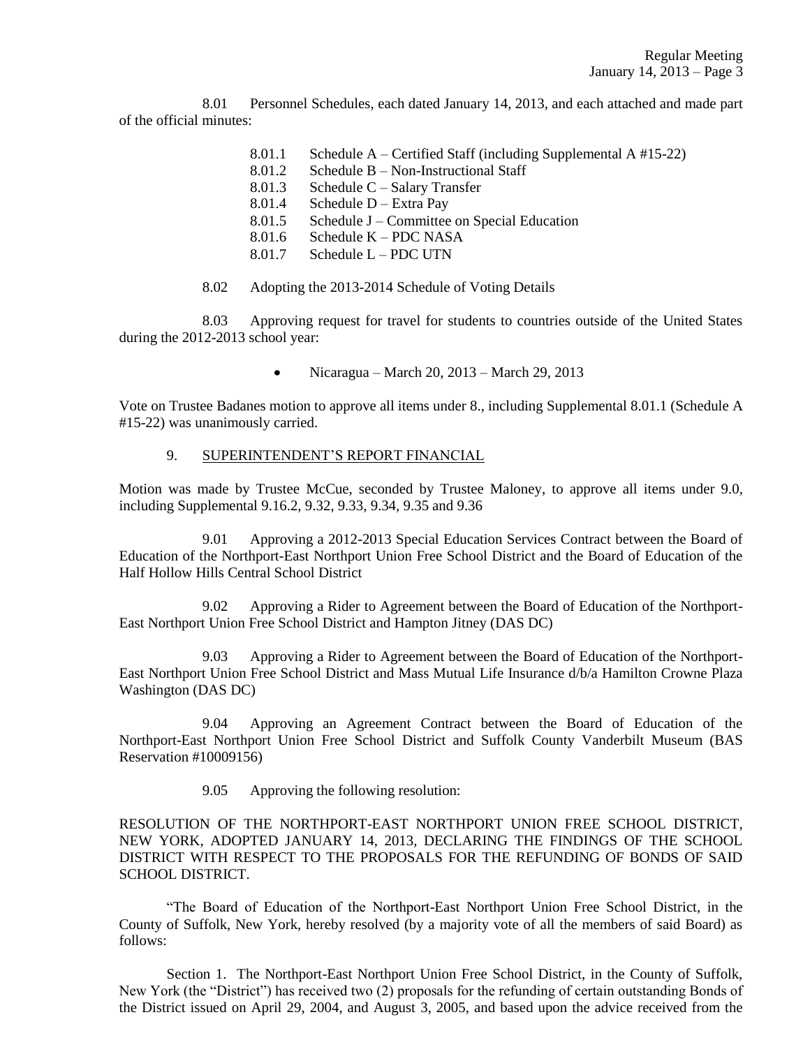8.01 Personnel Schedules, each dated January 14, 2013, and each attached and made part of the official minutes:

- 8.01.1 Schedule A – Certified Staff (including Supplemental A #15-22)
- 8.01.2 Schedule B – Non-Instructional Staff
- 8.01.3 Schedule C – Salary Transfer
- 8.01.4 Schedule D – Extra Pay
- 8.01.5 Schedule J – Committee on Special Education
- 8.01.6 Schedule K – PDC NASA
- 8.01.7 Schedule L – PDC UTN

8.02 Adopting the 2013-2014 Schedule of Voting Details

8.03 Approving request for travel for students to countries outside of the United States during the 2012-2013 school year:

- Nicaragua – March 20, 2013 – March 29, 2013

Vote on Trustee Badanes motion to approve all items under 8., including Supplemental 8.01.1 (Schedule A #15-22) was unanimously carried.

9. SUPERINTENDENT'S REPORT FINANCIAL

Motion was made by Trustee McCue, seconded by Trustee Maloney, to approve all items under 9.0, including Supplemental 9.16.2, 9.32, 9.33, 9.34, 9.35 and 9.36

9.01 Approving a 2012-2013 Special Education Services Contract between the Board of Education of the Northport-East Northport Union Free School District and the Board of Education of the Half Hollow Hills Central School District

9.02 Approving a Rider to Agreement between the Board of Education of the Northport-East Northport Union Free School District and Hampton Jitney (DAS DC)

9.03 Approving a Rider to Agreement between the Board of Education of the Northport-East Northport Union Free School District and Mass Mutual Life Insurance d/b/a Hamilton Crowne Plaza Washington (DAS DC)

9.04 Approving an Agreement Contract between the Board of Education of the Northport-East Northport Union Free School District and Suffolk County Vanderbilt Museum (BAS Reservation #10009156)

9.05 Approving the following resolution:

RESOLUTION OF THE NORTHPORT-EAST NORTHPORT UNION FREE SCHOOL DISTRICT, NEW YORK, ADOPTED JANUARY 14, 2013, DECLARING THE FINDINGS OF THE SCHOOL DISTRICT WITH RESPECT TO THE PROPOSALS FOR THE REFUNDING OF BONDS OF SAID SCHOOL DISTRICT.

"The Board of Education of the Northport-East Northport Union Free School District, in the County of Suffolk, New York, hereby resolved (by a majority vote of all the members of said Board) as follows:

Section 1. The Northport-East Northport Union Free School District, in the County of Suffolk, New York (the "District") has received two (2) proposals for the refunding of certain outstanding Bonds of the District issued on April 29, 2004, and August 3, 2005, and based upon the advice received from the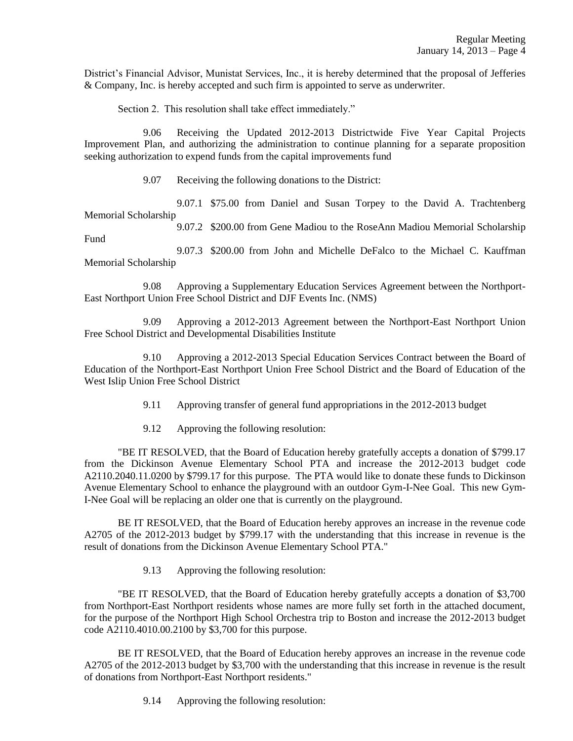District's Financial Advisor, Munistat Services, Inc., it is hereby determined that the proposal of Jefferies & Company, Inc. is hereby accepted and such firm is appointed to serve as underwriter.

Section 2. This resolution shall take effect immediately."

9.06 Receiving the Updated 2012-2013 Districtwide Five Year Capital Projects Improvement Plan, and authorizing the administration to continue planning for a separate proposition seeking authorization to expend funds from the capital improvements fund

9.07 Receiving the following donations to the District:

9.07.1 $75.00 from Daniel and Susan Torpey to the David A. Trachtenberg Memorial Scholarship

9.07.2 $200.00 from Gene Madiou to the RoseAnn Madiou Memorial Scholarship Fund

9.07.3 $200.00 from John and Michelle DeFalco to the Michael C. Kauffman Memorial Scholarship

9.08 Approving a Supplementary Education Services Agreement between the Northport-East Northport Union Free School District and DJF Events Inc. (NMS)

9.09 Approving a 2012-2013 Agreement between the Northport-East Northport Union Free School District and Developmental Disabilities Institute

9.10 Approving a 2012-2013 Special Education Services Contract between the Board of Education of the Northport-East Northport Union Free School District and the Board of Education of the West Islip Union Free School District

9.11 Approving transfer of general fund appropriations in the 2012-2013 budget

9.12 Approving the following resolution:

"BE IT RESOLVED, that the Board of Education hereby gratefully accepts a donation of $799.17 from the Dickinson Avenue Elementary School PTA and increase the 2012-2013 budget code A2110.2040.11.0200 by $799.17 for this purpose. The PTA would like to donate these funds to Dickinson Avenue Elementary School to enhance the playground with an outdoor Gym-I-Nee Goal. This new Gym-I-Nee Goal will be replacing an older one that is currently on the playground.

BE IT RESOLVED, that the Board of Education hereby approves an increase in the revenue code A2705 of the 2012-2013 budget by $799.17 with the understanding that this increase in revenue is the result of donations from the Dickinson Avenue Elementary School PTA."

9.13 Approving the following resolution:

"BE IT RESOLVED, that the Board of Education hereby gratefully accepts a donation of $3,700 from Northport-East Northport residents whose names are more fully set forth in the attached document, for the purpose of the Northport High School Orchestra trip to Boston and increase the 2012-2013 budget code A2110.4010.00.2100 by $3,700 for this purpose.

BE IT RESOLVED, that the Board of Education hereby approves an increase in the revenue code A2705 of the 2012-2013 budget by $3,700 with the understanding that this increase in revenue is the result of donations from Northport-East Northport residents."

9.14 Approving the following resolution: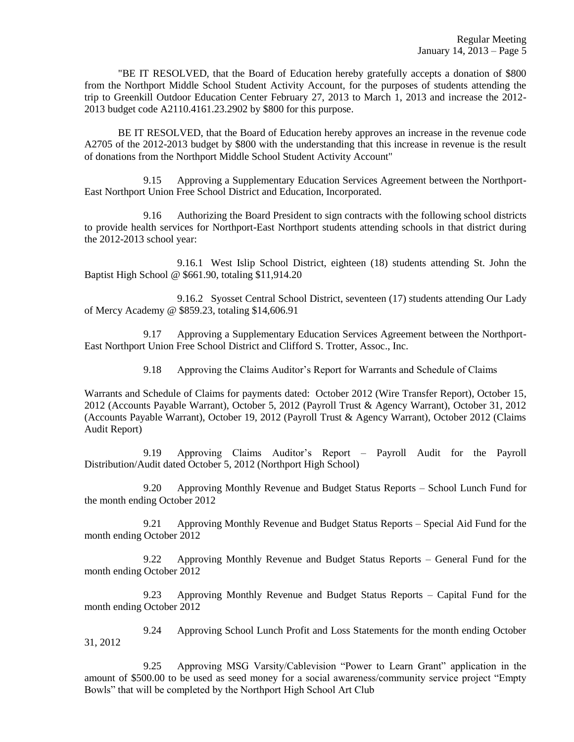"BE IT RESOLVED, that the Board of Education hereby gratefully accepts a donation of $800 from the Northport Middle School Student Activity Account, for the purposes of students attending the trip to Greenkill Outdoor Education Center February 27, 2013 to March 1, 2013 and increase the 2012-2013 budget code A2110.4161.23.2902 by $800 for this purpose.

BE IT RESOLVED, that the Board of Education hereby approves an increase in the revenue code A2705 of the 2012-2013 budget by $800 with the understanding that this increase in revenue is the result of donations from the Northport Middle School Student Activity Account"

9.15 Approving a Supplementary Education Services Agreement between the Northport-East Northport Union Free School District and Education, Incorporated.

9.16 Authorizing the Board President to sign contracts with the following school districts to provide health services for Northport-East Northport students attending schools in that district during the 2012-2013 school year:

9.16.1 West Islip School District, eighteen (18) students attending St. John the Baptist High School @ $661.90, totaling $11,914.20

9.16.2 Syosset Central School District, seventeen (17) students attending Our Lady of Mercy Academy @ $859.23, totaling $14,606.91

9.17 Approving a Supplementary Education Services Agreement between the Northport-East Northport Union Free School District and Clifford S. Trotter, Assoc., Inc.

9.18 Approving the Claims Auditor's Report for Warrants and Schedule of Claims

Warrants and Schedule of Claims for payments dated: October 2012 (Wire Transfer Report), October 15, 2012 (Accounts Payable Warrant), October 5, 2012 (Payroll Trust & Agency Warrant), October 31, 2012 (Accounts Payable Warrant), October 19, 2012 (Payroll Trust & Agency Warrant), October 2012 (Claims Audit Report)

9.19 Approving Claims Auditor's Report – Payroll Audit for the Payroll Distribution/Audit dated October 5, 2012 (Northport High School)

9.20 Approving Monthly Revenue and Budget Status Reports – School Lunch Fund for the month ending October 2012

9.21 Approving Monthly Revenue and Budget Status Reports – Special Aid Fund for the month ending October 2012

9.22 Approving Monthly Revenue and Budget Status Reports – General Fund for the month ending October 2012

9.23 Approving Monthly Revenue and Budget Status Reports – Capital Fund for the month ending October 2012

9.24 Approving School Lunch Profit and Loss Statements for the month ending October 31, 2012

9.25 Approving MSG Varsity/Cablevision "Power to Learn Grant" application in the amount of $500.00 to be used as seed money for a social awareness/community service project "Empty Bowls" that will be completed by the Northport High School Art Club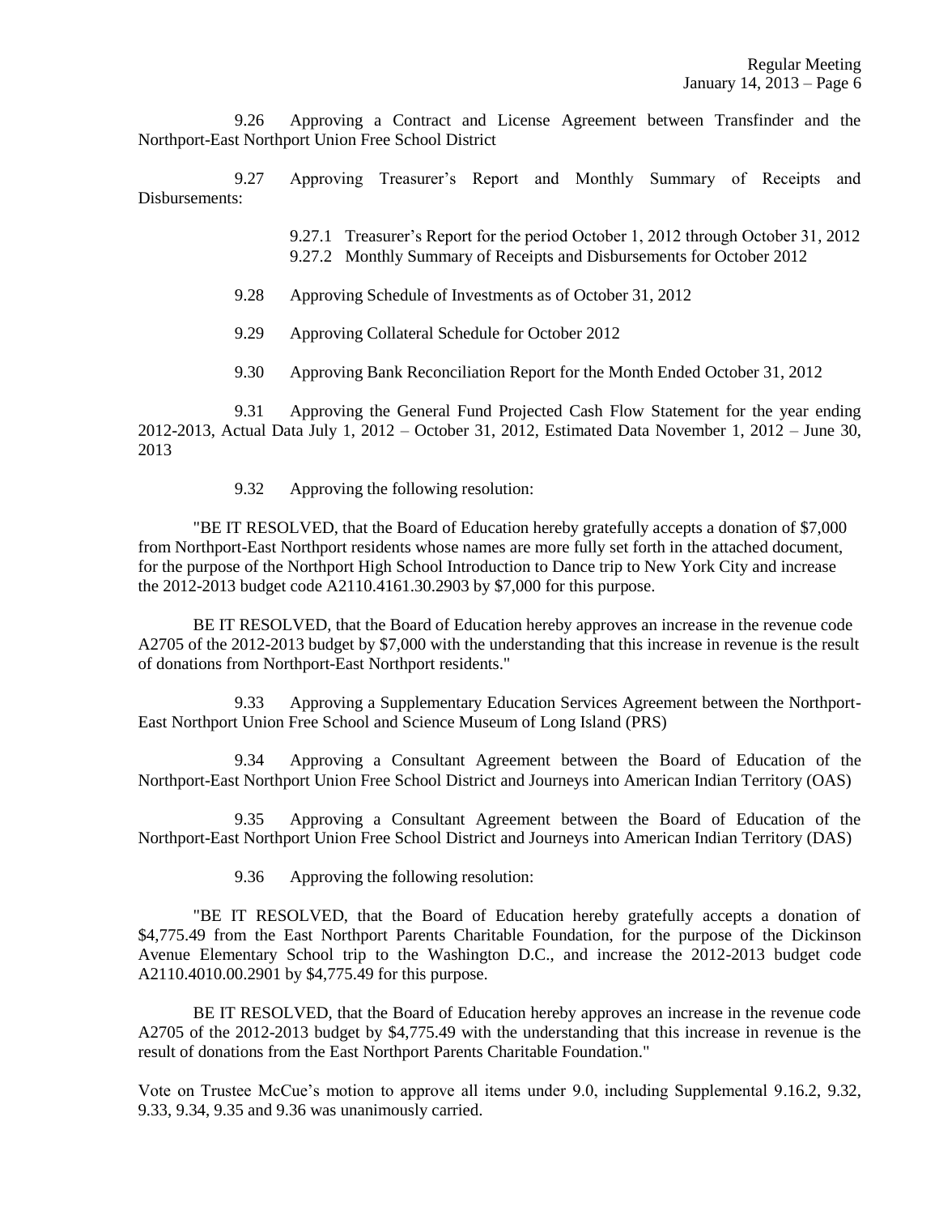9.26 Approving a Contract and License Agreement between Transfinder and the Northport-East Northport Union Free School District

9.27 Approving Treasurer's Report and Monthly Summary of Receipts and Disbursements:

9.27.1 Treasurer's Report for the period October 1, 2012 through October 31, 2012
9.27.2 Monthly Summary of Receipts and Disbursements for October 2012

9.28 Approving Schedule of Investments as of October 31, 2012

9.29 Approving Collateral Schedule for October 2012

9.30 Approving Bank Reconciliation Report for the Month Ended October 31, 2012

9.31 Approving the General Fund Projected Cash Flow Statement for the year ending 2012-2013, Actual Data July 1, 2012 – October 31, 2012, Estimated Data November 1, 2012 – June 30, 2013

9.32 Approving the following resolution:

"BE IT RESOLVED, that the Board of Education hereby gratefully accepts a donation of $7,000 from Northport-East Northport residents whose names are more fully set forth in the attached document, for the purpose of the Northport High School Introduction to Dance trip to New York City and increase the 2012-2013 budget code A2110.4161.30.2903 by $7,000 for this purpose.

BE IT RESOLVED, that the Board of Education hereby approves an increase in the revenue code A2705 of the 2012-2013 budget by $7,000 with the understanding that this increase in revenue is the result of donations from Northport-East Northport residents."

9.33 Approving a Supplementary Education Services Agreement between the Northport-East Northport Union Free School and Science Museum of Long Island (PRS)

9.34 Approving a Consultant Agreement between the Board of Education of the Northport-East Northport Union Free School District and Journeys into American Indian Territory (OAS)

9.35 Approving a Consultant Agreement between the Board of Education of the Northport-East Northport Union Free School District and Journeys into American Indian Territory (DAS)

9.36 Approving the following resolution:

"BE IT RESOLVED, that the Board of Education hereby gratefully accepts a donation of $4,775.49 from the East Northport Parents Charitable Foundation, for the purpose of the Dickinson Avenue Elementary School trip to the Washington D.C., and increase the 2012-2013 budget code A2110.4010.00.2901 by $4,775.49 for this purpose.

BE IT RESOLVED, that the Board of Education hereby approves an increase in the revenue code A2705 of the 2012-2013 budget by $4,775.49 with the understanding that this increase in revenue is the result of donations from the East Northport Parents Charitable Foundation."

Vote on Trustee McCue's motion to approve all items under 9.0, including Supplemental 9.16.2, 9.32, 9.33, 9.34, 9.35 and 9.36 was unanimously carried.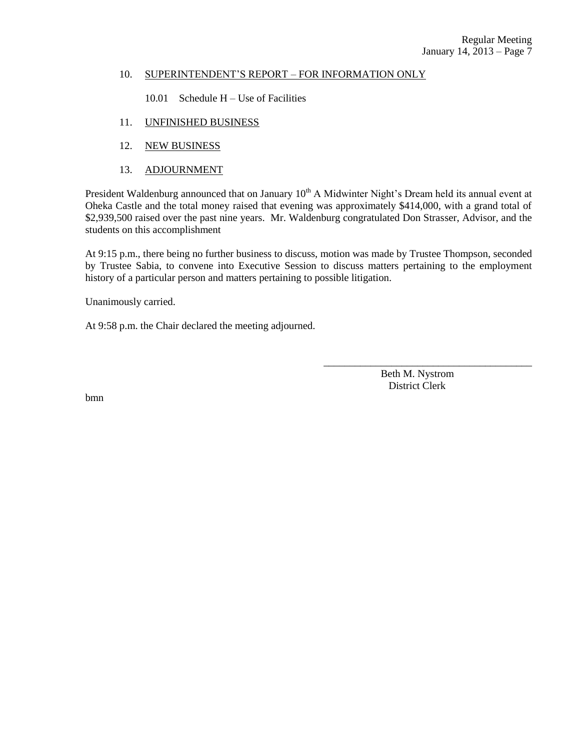10. <u>SUPERINTENDENT'S REPORT – FOR INFORMATION ONLY</u>

    10.01 Schedule H – Use of Facilities

11. <u>UNFINISHED BUSINESS</u>

12. <u>NEW BUSINESS</u>

13. <u>ADJOURNMENT</u>

President Waldenburg announced that on January 10th A Midwinter Night's Dream held its annual event at Oheka Castle and the total money raised that evening was approximately $414,000, with a grand total of $2,939,500 raised over the past nine years. Mr. Waldenburg congratulated Don Strasser, Advisor, and the students on this accomplishment

At 9:15 p.m., there being no further business to discuss, motion was made by Trustee Thompson, seconded by Trustee Sabia, to convene into Executive Session to discuss matters pertaining to the employment history of a particular person and matters pertaining to possible litigation.

Unanimously carried.

At 9:58 p.m. the Chair declared the meeting adjourned.

\_\_\_\_\_\_\_\_\_\_\_\_\_\_\_\_\_\_\_\_\_\_\_\_\_\_\_\_\_\_\_\_\_\_\_\_\_\_\_\_

Beth M. Nystrom
District Clerk

bmn